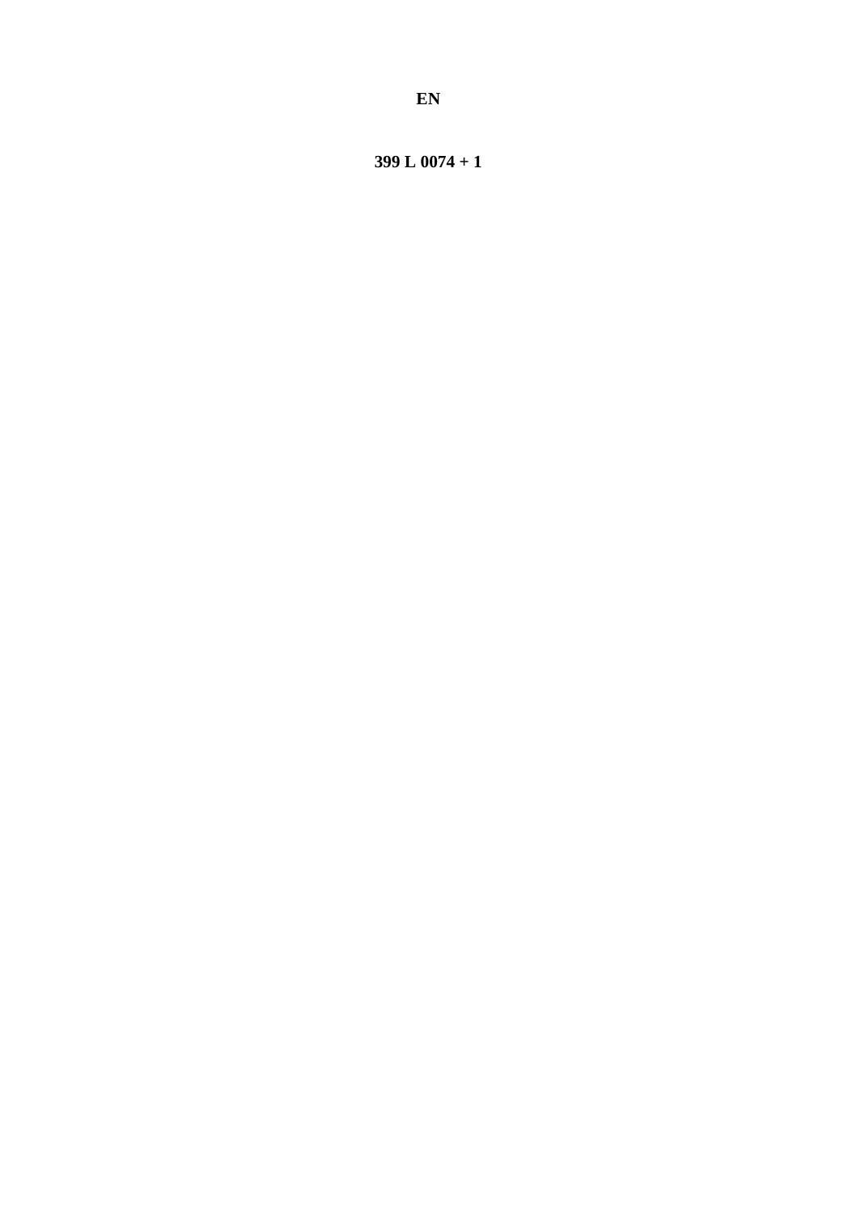**EN**

**399 L 0074 + 1**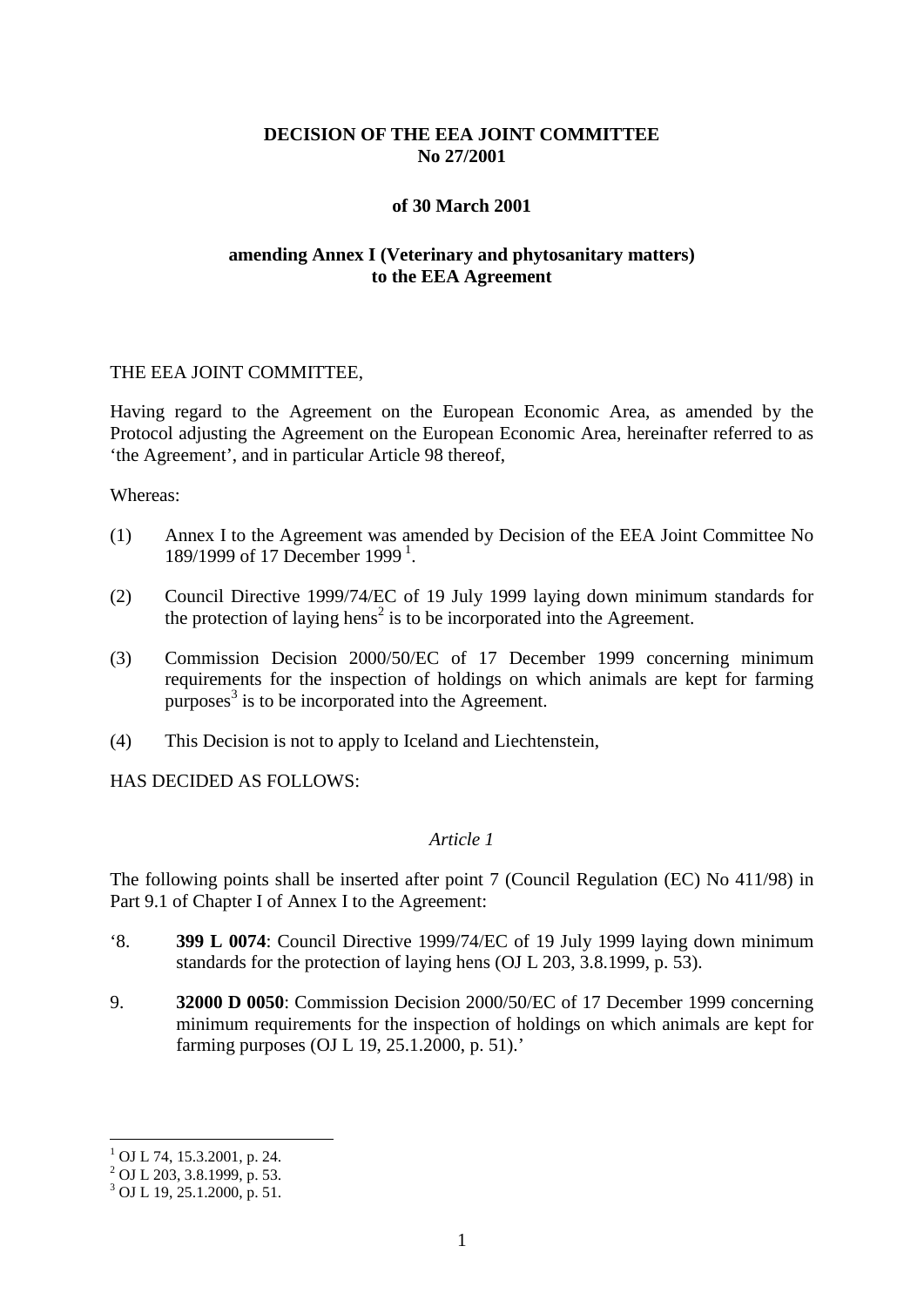**DECISION OF THE EEA JOINT COMMITTEE**
**No 27/2001**

**of 30 March 2001**

**amending Annex I (Veterinary and phytosanitary matters)**
**to the EEA Agreement**

THE EEA JOINT COMMITTEE,

Having regard to the Agreement on the European Economic Area, as amended by the Protocol adjusting the Agreement on the European Economic Area, hereinafter referred to as 'the Agreement', and in particular Article 98 thereof,

Whereas:

(1) Annex I to the Agreement was amended by Decision of the EEA Joint Committee No 189/1999 of 17 December 1999 [1].

(2) Council Directive 1999/74/EC of 19 July 1999 laying down minimum standards for the protection of laying hens[2] is to be incorporated into the Agreement.

(3) Commission Decision 2000/50/EC of 17 December 1999 concerning minimum requirements for the inspection of holdings on which animals are kept for farming purposes[3] is to be incorporated into the Agreement.

(4) This Decision is not to apply to Iceland and Liechtenstein,

HAS DECIDED AS FOLLOWS:

*Article 1*

The following points shall be inserted after point 7 (Council Regulation (EC) No 411/98) in Part 9.1 of Chapter I of Annex I to the Agreement:

'8. **399 L 0074**: Council Directive 1999/74/EC of 19 July 1999 laying down minimum standards for the protection of laying hens (OJ L 203, 3.8.1999, p. 53).

9. **32000 D 0050**: Commission Decision 2000/50/EC of 17 December 1999 concerning minimum requirements for the inspection of holdings on which animals are kept for farming purposes (OJ L 19, 25.1.2000, p. 51).'

---

[1] OJ L 74, 15.3.2001, p. 24.
[2] OJ L 203, 3.8.1999, p. 53.
[3] OJ L 19, 25.1.2000, p. 51.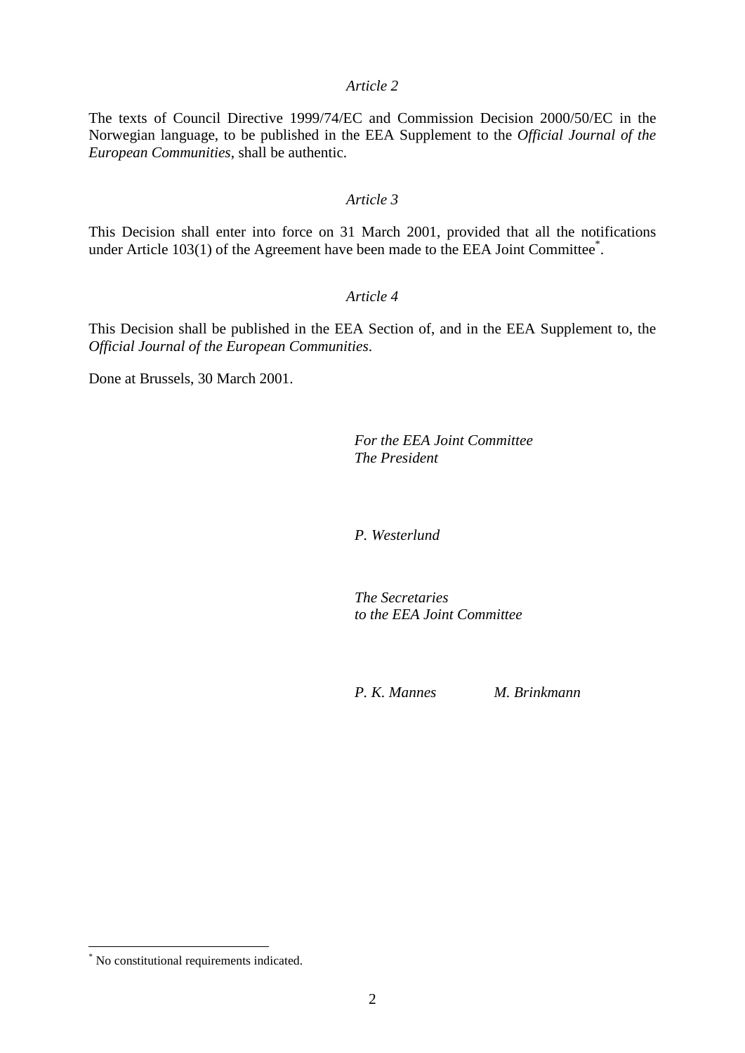*Article 2*

The texts of Council Directive 1999/74/EC and Commission Decision 2000/50/EC in the Norwegian language, to be published in the EEA Supplement to the *Official Journal of the European Communities*, shall be authentic.

*Article 3*

This Decision shall enter into force on 31 March 2001, provided that all the notifications under Article 103(1) of the Agreement have been made to the EEA Joint Committee[*].

*Article 4*

This Decision shall be published in the EEA Section of, and in the EEA Supplement to, the *Official Journal of the European Communities*.

Done at Brussels, 30 March 2001.

*For the EEA Joint Committee*
*The President*

*P. Westerlund*

*The Secretaries*
*to the EEA Joint Committee*

*P. K. Mannes* *M. Brinkmann*

---

[*] No constitutional requirements indicated.